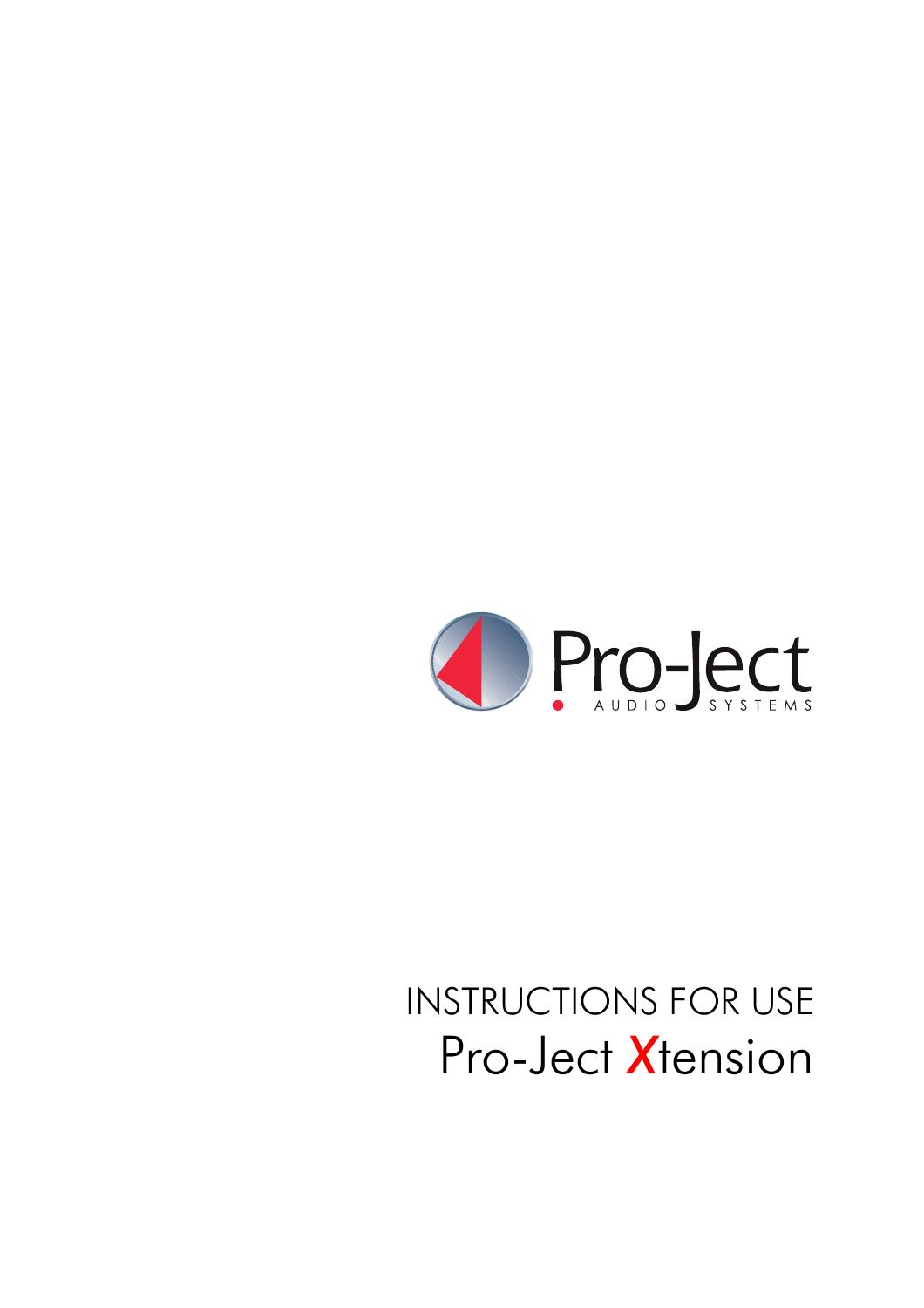Pro-Ject

AUDIO SYSTEMS

# INSTRUCTIONS FOR USE

# Pro-Ject Xtension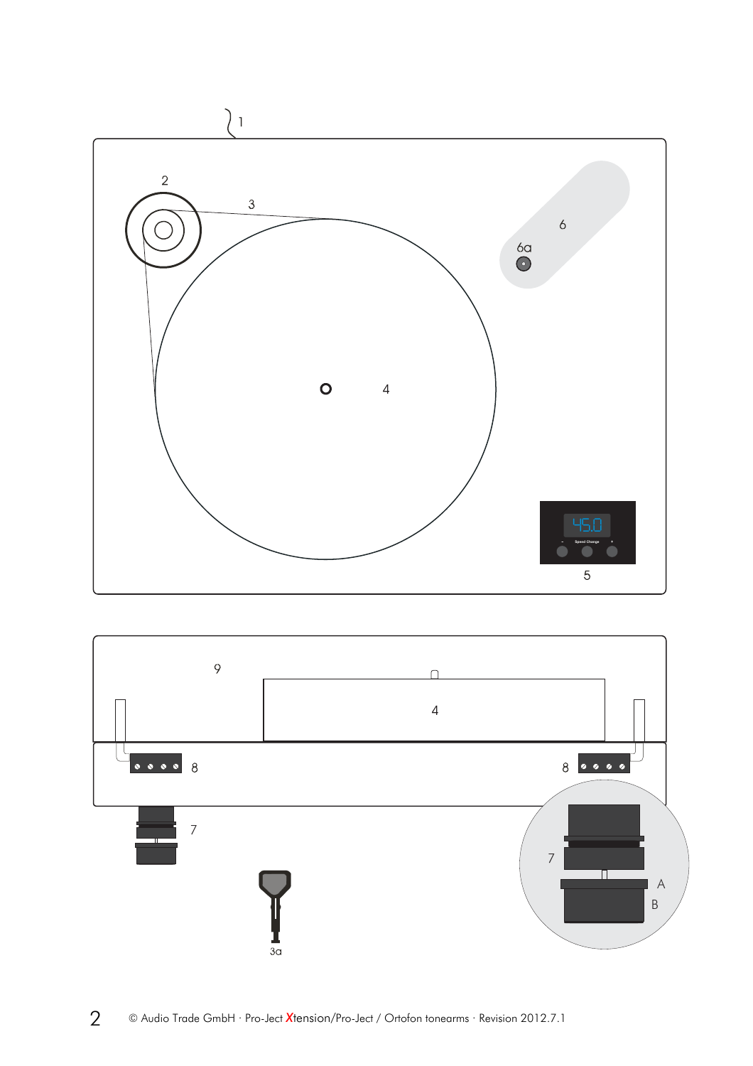1

2

3

6

6a

4

45.0

Speed Change

5

9

4

8

8

7

7

A

B

3a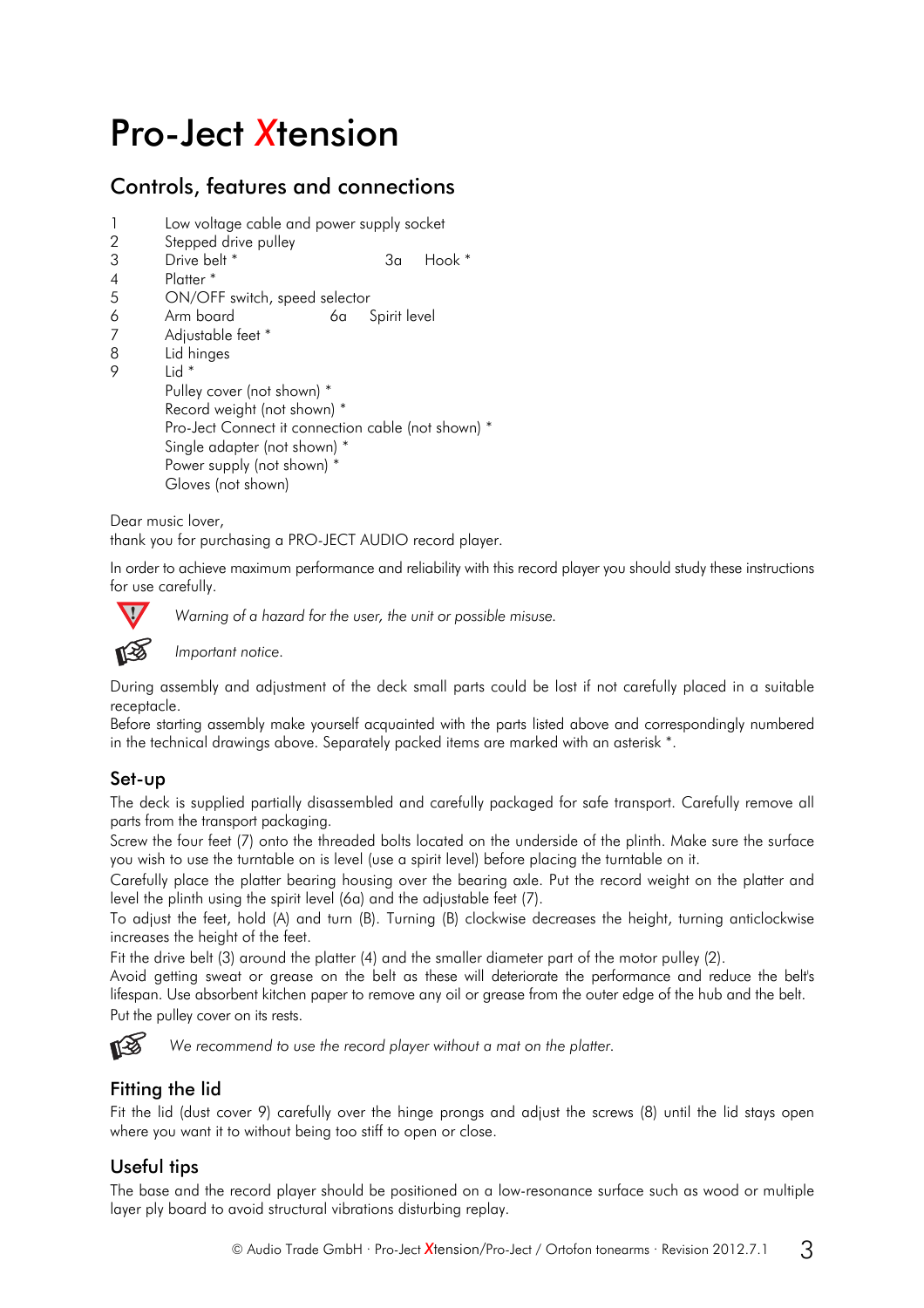# Pro-Ject Xtension

## Controls, features and connections

| | | | |
|---|---|---|---|
| 1 | Low voltage cable and power supply socket | | |
| 2 | Stepped drive pulley | | |
| 3 | Drive belt * | 3a | Hook * |
| 4 | Platter * | | |
| 5 | ON/OFF switch, speed selector | | |
| 6 | Arm board | 6a | Spirit level |
| 7 | Adjustable feet * | | |
| 8 | Lid hinges | | |
| 9 | Lid * | | |
| | Pulley cover (not shown) * | | |
| | Record weight (not shown) * | | |
| | Pro-Ject Connect it connection cable (not shown) * | | |
| | Single adapter (not shown) * | | |
| | Power supply (not shown) * | | |
| | Gloves (not shown) | | |

Dear music lover,
thank you for purchasing a PRO-JECT AUDIO record player.

In order to achieve maximum performance and reliability with this record player you should study these instructions for use carefully.

*Warning of a hazard for the user, the unit or possible misuse.*

*Important notice.*

During assembly and adjustment of the deck small parts could be lost if not carefully placed in a suitable receptacle.
Before starting assembly make yourself acquainted with the parts listed above and correspondingly numbered in the technical drawings above. Separately packed items are marked with an asterisk *.

### Set-up

The deck is supplied partially disassembled and carefully packaged for safe transport. Carefully remove all parts from the transport packaging.
Screw the four feet (7) onto the threaded bolts located on the underside of the plinth. Make sure the surface you wish to use the turntable on is level (use a spirit level) before placing the turntable on it.
Carefully place the platter bearing housing over the bearing axle. Put the record weight on the platter and level the plinth using the spirit level (6a) and the adjustable feet (7).
To adjust the feet, hold (A) and turn (B). Turning (B) clockwise decreases the height, turning anticlockwise increases the height of the feet.
Fit the drive belt (3) around the platter (4) and the smaller diameter part of the motor pulley (2).
Avoid getting sweat or grease on the belt as these will deteriorate the performance and reduce the belt's lifespan. Use absorbent kitchen paper to remove any oil or grease from the outer edge of the hub and the belt.
Put the pulley cover on its rests.

*We recommend to use the record player without a mat on the platter.*

### Fitting the lid

Fit the lid (dust cover 9) carefully over the hinge prongs and adjust the screws (8) until the lid stays open where you want it to without being too stiff to open or close.

### Useful tips

The base and the record player should be positioned on a low-resonance surface such as wood or multiple layer ply board to avoid structural vibrations disturbing replay.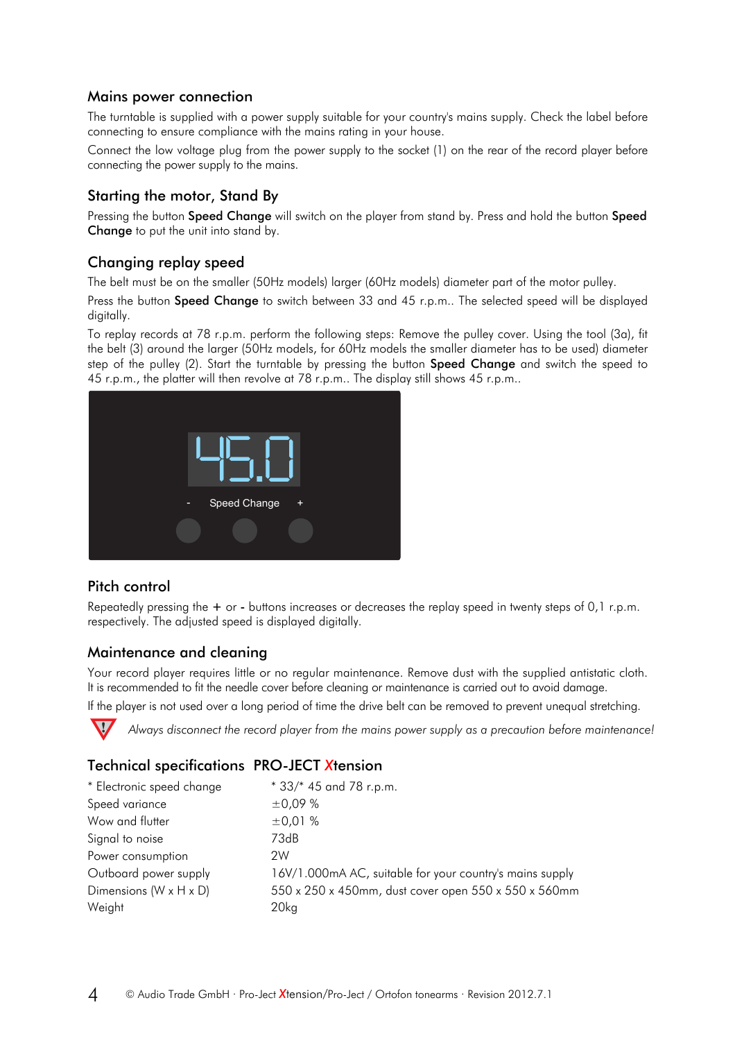## Mains power connection

The turntable is supplied with a power supply suitable for your country's mains supply. Check the label before connecting to ensure compliance with the mains rating in your house.

Connect the low voltage plug from the power supply to the socket (1) on the rear of the record player before connecting the power supply to the mains.

## Starting the motor, Stand By

Pressing the button **Speed Change** will switch on the player from stand by. Press and hold the button **Speed Change** to put the unit into stand by.

## Changing replay speed

The belt must be on the smaller (50Hz models) larger (60Hz models) diameter part of the motor pulley.

Press the button **Speed Change** to switch between 33 and 45 r.p.m.. The selected speed will be displayed digitally.

To replay records at 78 r.p.m. perform the following steps: Remove the pulley cover. Using the tool (3a), fit the belt (3) around the larger (50Hz models, for 60Hz models the smaller diameter has to be used) diameter step of the pulley (2). Start the turntable by pressing the button **Speed Change** and switch the speed to 45 r.p.m., the platter will then revolve at 78 r.p.m.. The display still shows 45 r.p.m..

45.0

\- Speed Change +

## Pitch control

Repeatedly pressing the **+** or **-** buttons increases or decreases the replay speed in twenty steps of 0,1 r.p.m. respectively. The adjusted speed is displayed digitally.

## Maintenance and cleaning

Your record player requires little or no regular maintenance. Remove dust with the supplied antistatic cloth. It is recommended to fit the needle cover before cleaning or maintenance is carried out to avoid damage.

If the player is not used over a long period of time the drive belt can be removed to prevent unequal stretching.

*Always disconnect the record player from the mains power supply as a precaution before maintenance!*

## Technical specifications PRO-JECT Xtension

| | |
|---|---|
| * Electronic speed change | * 33/* 45 and 78 r.p.m. |
| Speed variance | ±0,09 % |
| Wow and flutter | ±0,01 % |
| Signal to noise | 73dB |
| Power consumption | 2W |
| Outboard power supply | 16V/1.000mA AC, suitable for your country's mains supply |
| Dimensions (W x H x D) | 550 x 250 x 450mm, dust cover open 550 x 550 x 560mm |
| Weight | 20kg |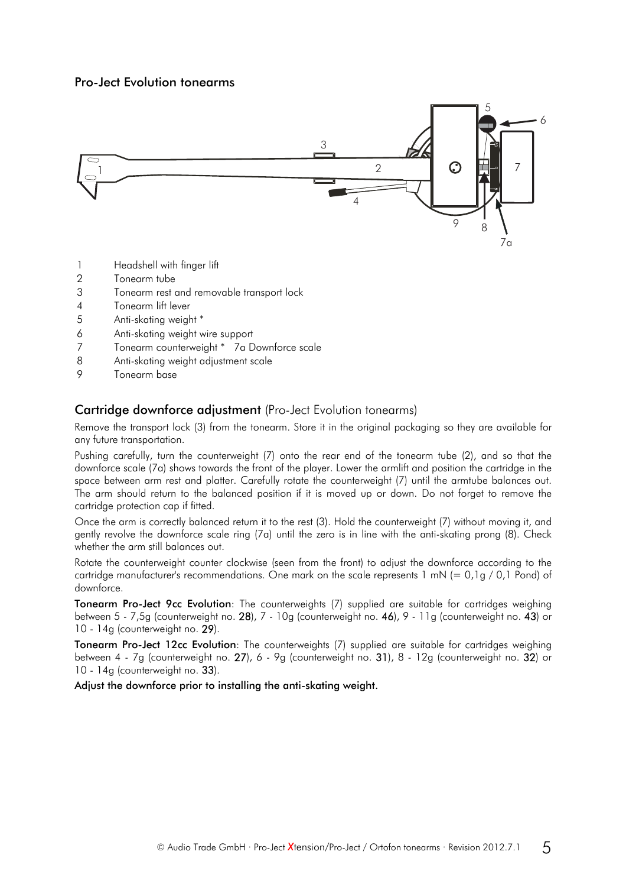## Pro-Ject Evolution tonearms

1 Headshell with finger lift
2 Tonearm tube
3 Tonearm rest and removable transport lock
4 Tonearm lift lever
5 Anti-skating weight *
6 Anti-skating weight wire support
7 Tonearm counterweight * 7a Downforce scale
8 Anti-skating weight adjustment scale
9 Tonearm base

## Cartridge downforce adjustment (Pro-Ject Evolution tonearms)

Remove the transport lock (3) from the tonearm. Store it in the original packaging so they are available for any future transportation.

Pushing carefully, turn the counterweight (7) onto the rear end of the tonearm tube (2), and so that the downforce scale (7a) shows towards the front of the player. Lower the armlift and position the cartridge in the space between arm rest and platter. Carefully rotate the counterweight (7) until the armtube balances out. The arm should return to the balanced position if it is moved up or down. Do not forget to remove the cartridge protection cap if fitted.

Once the arm is correctly balanced return it to the rest (3). Hold the counterweight (7) without moving it, and gently revolve the downforce scale ring (7a) until the zero is in line with the anti-skating prong (8). Check whether the arm still balances out.

Rotate the counterweight counter clockwise (seen from the front) to adjust the downforce according to the cartridge manufacturer's recommendations. One mark on the scale represents 1 mN (= 0,1g / 0,1 Pond) of downforce.

**Tonearm Pro-Ject 9cc Evolution**: The counterweights (7) supplied are suitable for cartridges weighing between 5 - 7,5g (counterweight no. **28**), 7 - 10g (counterweight no. **46**), 9 - 11g (counterweight no. **43**) or 10 - 14g (counterweight no. **29**).

**Tonearm Pro-Ject 12cc Evolution**: The counterweights (7) supplied are suitable for cartridges weighing between 4 - 7g (counterweight no. **27**), 6 - 9g (counterweight no. **31**), 8 - 12g (counterweight no. **32**) or 10 - 14g (counterweight no. **33**).

**Adjust the downforce prior to installing the anti-skating weight.**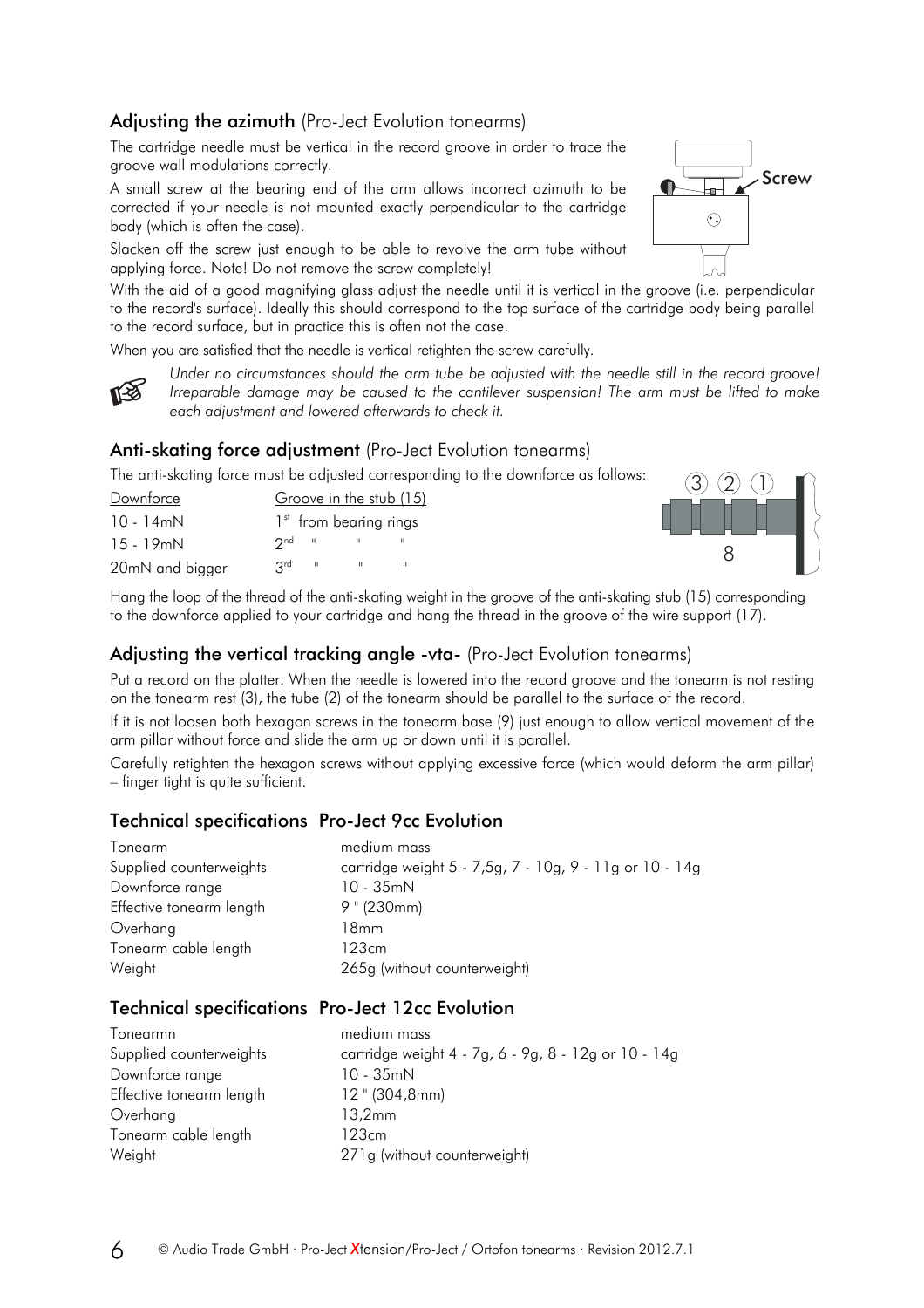## Adjusting the azimuth (Pro-Ject Evolution tonearms)

The cartridge needle must be vertical in the record groove in order to trace the groove wall modulations correctly.

A small screw at the bearing end of the arm allows incorrect azimuth to be corrected if your needle is not mounted exactly perpendicular to the cartridge body (which is often the case).

Slacken off the screw just enough to be able to revolve the arm tube without applying force. Note! Do not remove the screw completely!

With the aid of a good magnifying glass adjust the needle until it is vertical in the groove (i.e. perpendicular to the record's surface). Ideally this should correspond to the top surface of the cartridge body being parallel to the record surface, but in practice this is often not the case.

When you are satisfied that the needle is vertical retighten the screw carefully.

*Under no circumstances should the arm tube be adjusted with the needle still in the record groove! Irreparable damage may be caused to the cantilever suspension! The arm must be lifted to make each adjustment and lowered afterwards to check it.*

## Anti-skating force adjustment (Pro-Ject Evolution tonearms)

The anti-skating force must be adjusted corresponding to the downforce as follows:

| Downforce | Groove in the stub (15) |
|---|---|
| 10 - 14mN | 1st from bearing rings |
| 15 - 19mN | 2nd " " " |
| 20mN and bigger | 3rd " " " |

Hang the loop of the thread of the anti-skating weight in the groove of the anti-skating stub (15) corresponding to the downforce applied to your cartridge and hang the thread in the groove of the wire support (17).

## Adjusting the vertical tracking angle -vta- (Pro-Ject Evolution tonearms)

Put a record on the platter. When the needle is lowered into the record groove and the tonearm is not resting on the tonearm rest (3), the tube (2) of the tonearm should be parallel to the surface of the record.

If it is not loosen both hexagon screws in the tonearm base (9) just enough to allow vertical movement of the arm pillar without force and slide the arm up or down until it is parallel.

Carefully retighten the hexagon screws without applying excessive force (which would deform the arm pillar) – finger tight is quite sufficient.

## Technical specifications Pro-Ject 9cc Evolution

| | |
|---|---|
| Tonearm | medium mass |
| Supplied counterweights | cartridge weight 5 - 7,5g, 7 - 10g, 9 - 11g or 10 - 14g |
| Downforce range | 10 - 35mN |
| Effective tonearm length | 9 " (230mm) |
| Overhang | 18mm |
| Tonearm cable length | 123cm |
| Weight | 265g (without counterweight) |

## Technical specifications Pro-Ject 12cc Evolution

| | |
|---|---|
| Tonearmn | medium mass |
| Supplied counterweights | cartridge weight 4 - 7g, 6 - 9g, 8 - 12g or 10 - 14g |
| Downforce range | 10 - 35mN |
| Effective tonearm length | 12 " (304,8mm) |
| Overhang | 13,2mm |
| Tonearm cable length | 123cm |
| Weight | 271g (without counterweight) |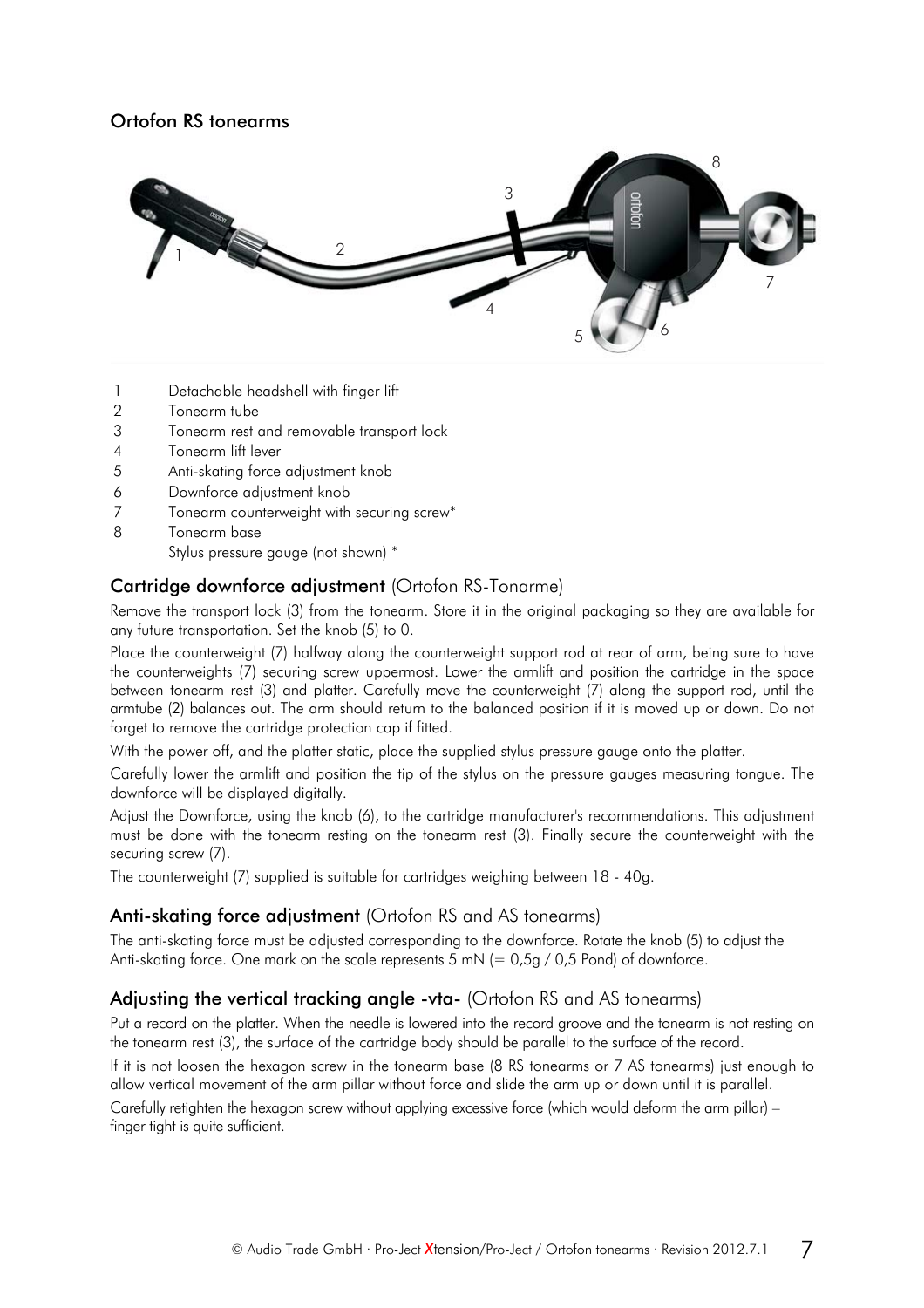## Ortofon RS tonearms

1 Detachable headshell with finger lift
2 Tonearm tube
3 Tonearm rest and removable transport lock
4 Tonearm lift lever
5 Anti-skating force adjustment knob
6 Downforce adjustment knob
7 Tonearm counterweight with securing screw*
8 Tonearm base
Stylus pressure gauge (not shown) *

### **Cartridge downforce adjustment** (Ortofon RS-Tonarme)

Remove the transport lock (3) from the tonearm. Store it in the original packaging so they are available for any future transportation. Set the knob (5) to 0.

Place the counterweight (7) halfway along the counterweight support rod at rear of arm, being sure to have the counterweights (7) securing screw uppermost. Lower the armlift and position the cartridge in the space between tonearm rest (3) and platter. Carefully move the counterweight (7) along the support rod, until the armtube (2) balances out. The arm should return to the balanced position if it is moved up or down. Do not forget to remove the cartridge protection cap if fitted.

With the power off, and the platter static, place the supplied stylus pressure gauge onto the platter.

Carefully lower the armlift and position the tip of the stylus on the pressure gauges measuring tongue. The downforce will be displayed digitally.

Adjust the Downforce, using the knob (6), to the cartridge manufacturer's recommendations. This adjustment must be done with the tonearm resting on the tonearm rest (3). Finally secure the counterweight with the securing screw (7).

The counterweight (7) supplied is suitable for cartridges weighing between 18 - 40g.

### **Anti-skating force adjustment** (Ortofon RS and AS tonearms)

The anti-skating force must be adjusted corresponding to the downforce. Rotate the knob (5) to adjust the Anti-skating force. One mark on the scale represents 5 mN (= 0,5g / 0,5 Pond) of downforce.

### **Adjusting the vertical tracking angle -vta-** (Ortofon RS and AS tonearms)

Put a record on the platter. When the needle is lowered into the record groove and the tonearm is not resting on the tonearm rest (3), the surface of the cartridge body should be parallel to the surface of the record.

If it is not loosen the hexagon screw in the tonearm base (8 RS tonearms or 7 AS tonearms) just enough to allow vertical movement of the arm pillar without force and slide the arm up or down until it is parallel.

Carefully retighten the hexagon screw without applying excessive force (which would deform the arm pillar) – finger tight is quite sufficient.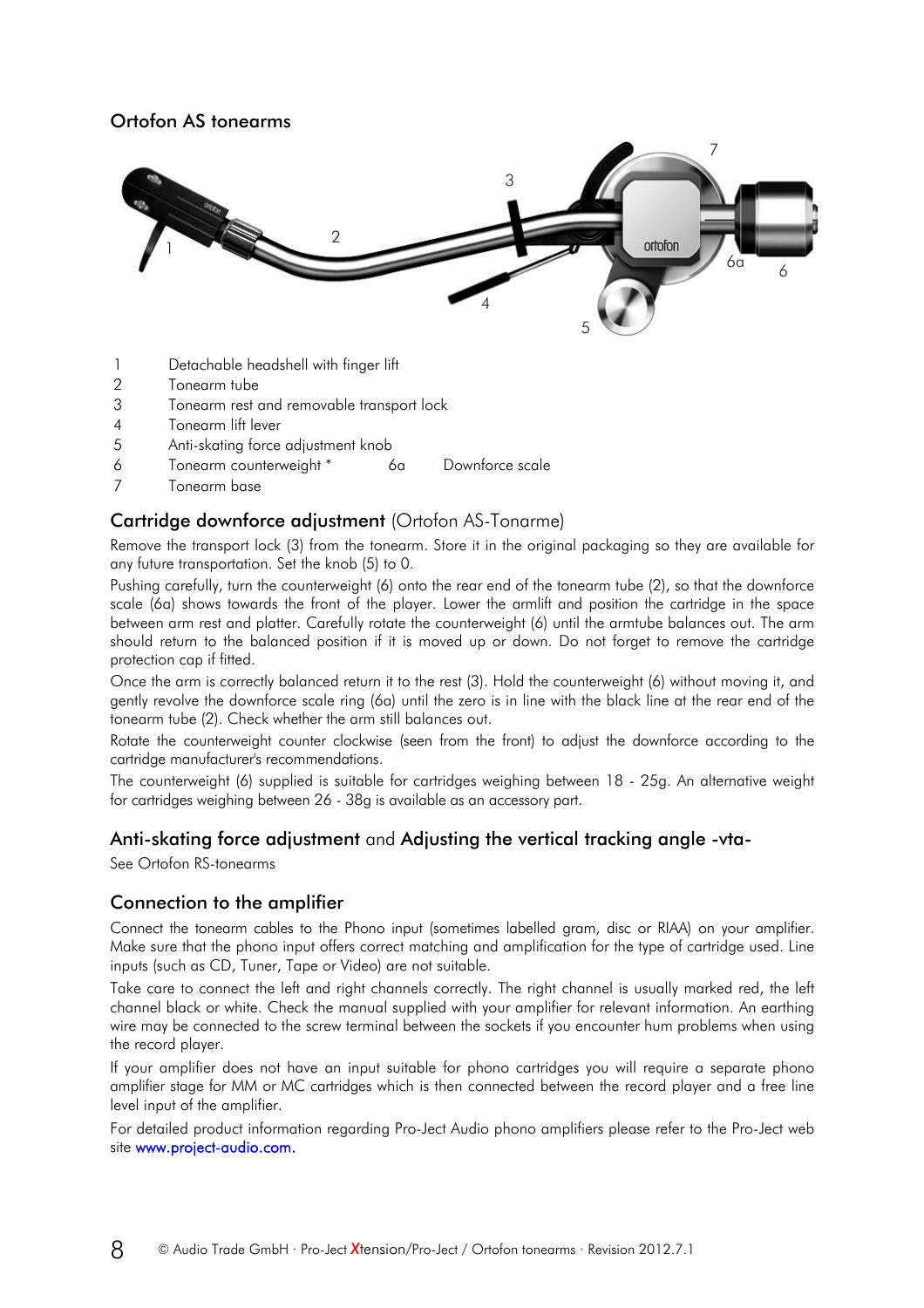## Ortofon AS tonearms

| | | | |
|---|---|---|---|
| 1 | Detachable headshell with finger lift | | |
| 2 | Tonearm tube | | |
| 3 | Tonearm rest and removable transport lock | | |
| 4 | Tonearm lift lever | | |
| 5 | Anti-skating force adjustment knob | | |
| 6 | Tonearm counterweight * | 6a | Downforce scale |
| 7 | Tonearm base | | |

## Cartridge downforce adjustment (Ortofon AS-Tonarme)

Remove the transport lock (3) from the tonearm. Store it in the original packaging so they are available for any future transportation. Set the knob (5) to 0.

Pushing carefully, turn the counterweight (6) onto the rear end of the tonearm tube (2), so that the downforce scale (6a) shows towards the front of the player. Lower the armlift and position the cartridge in the space between arm rest and platter. Carefully rotate the counterweight (6) until the armtube balances out. The arm should return to the balanced position if it is moved up or down. Do not forget to remove the cartridge protection cap if fitted.

Once the arm is correctly balanced return it to the rest (3). Hold the counterweight (6) without moving it, and gently revolve the downforce scale ring (6a) until the zero is in line with the black line at the rear end of the tonearm tube (2). Check whether the arm still balances out.

Rotate the counterweight counter clockwise (seen from the front) to adjust the downforce according to the cartridge manufacturer's recommendations.

The counterweight (6) supplied is suitable for cartridges weighing between 18 - 25g. An alternative weight for cartridges weighing between 26 - 38g is available as an accessory part.

## Anti-skating force adjustment and Adjusting the vertical tracking angle -vta-

See Ortofon RS-tonearms

## Connection to the amplifier

Connect the tonearm cables to the Phono input (sometimes labelled gram, disc or RIAA) on your amplifier. Make sure that the phono input offers correct matching and amplification for the type of cartridge used. Line inputs (such as CD, Tuner, Tape or Video) are not suitable.

Take care to connect the left and right channels correctly. The right channel is usually marked red, the left channel black or white. Check the manual supplied with your amplifier for relevant information. An earthing wire may be connected to the screw terminal between the sockets if you encounter hum problems when using the record player.

If your amplifier does not have an input suitable for phono cartridges you will require a separate phono amplifier stage for MM or MC cartridges which is then connected between the record player and a free line level input of the amplifier.

For detailed product information regarding Pro-Ject Audio phono amplifiers please refer to the Pro-Ject web site www.project-audio.com.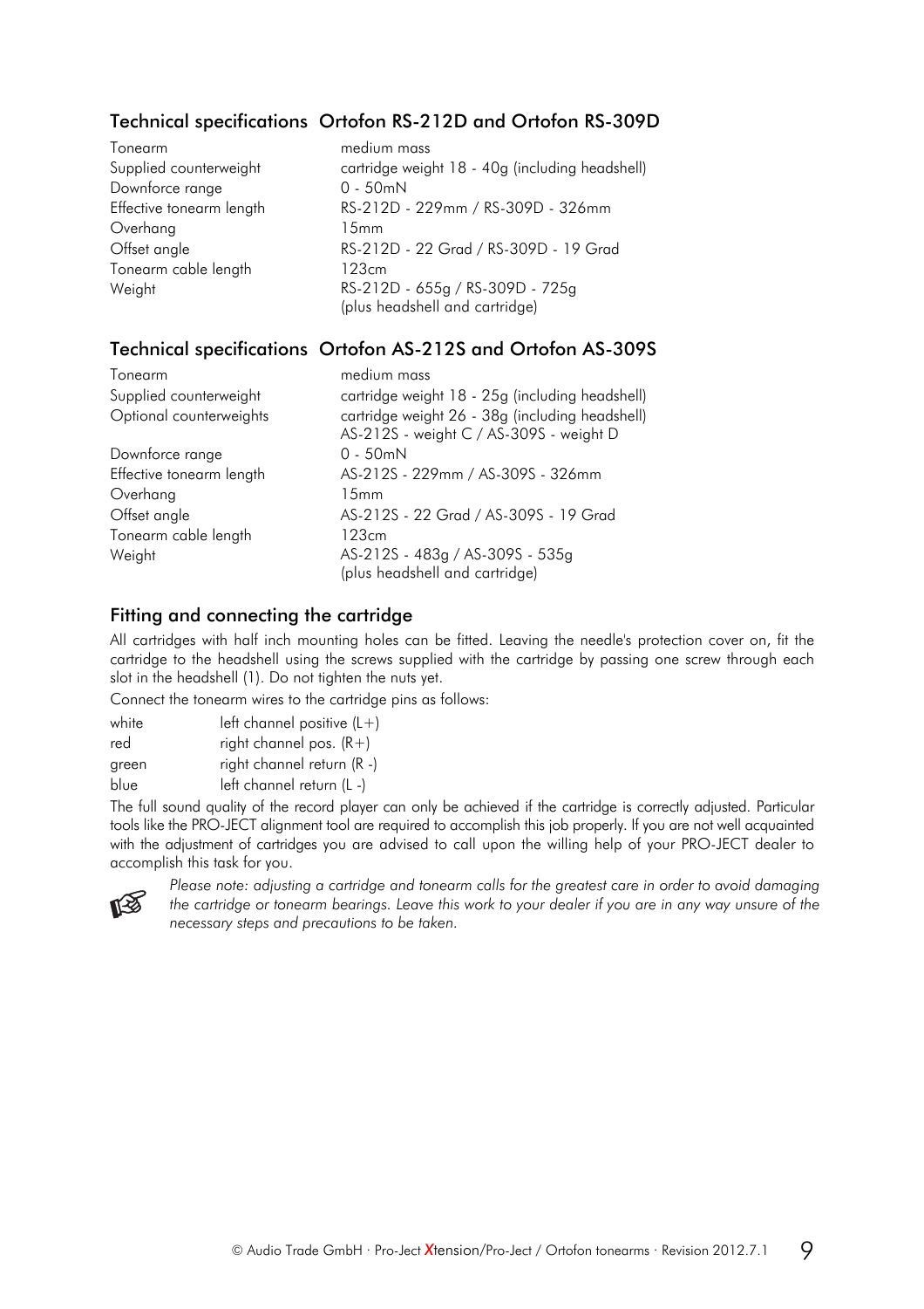## Technical specifications Ortofon RS-212D and Ortofon RS-309D

| | |
|---|---|
| Tonearm | medium mass |
| Supplied counterweight | cartridge weight 18 - 40g (including headshell) |
| Downforce range | 0 - 50mN |
| Effective tonearm length | RS-212D - 229mm / RS-309D - 326mm |
| Overhang | 15mm |
| Offset angle | RS-212D - 22 Grad / RS-309D - 19 Grad |
| Tonearm cable length | 123cm |
| Weight | RS-212D - 655g / RS-309D - 725g (plus headshell and cartridge) |

## Technical specifications Ortofon AS-212S and Ortofon AS-309S

| | |
|---|---|
| Tonearm | medium mass |
| Supplied counterweight | cartridge weight 18 - 25g (including headshell) |
| Optional counterweights | cartridge weight 26 - 38g (including headshell) AS-212S - weight C / AS-309S - weight D |
| Downforce range | 0 - 50mN |
| Effective tonearm length | AS-212S - 229mm / AS-309S - 326mm |
| Overhang | 15mm |
| Offset angle | AS-212S - 22 Grad / AS-309S - 19 Grad |
| Tonearm cable length | 123cm |
| Weight | AS-212S - 483g / AS-309S - 535g (plus headshell and cartridge) |

## Fitting and connecting the cartridge

All cartridges with half inch mounting holes can be fitted. Leaving the needle's protection cover on, fit the cartridge to the headshell using the screws supplied with the cartridge by passing one screw through each slot in the headshell (1). Do not tighten the nuts yet.

Connect the tonearm wires to the cartridge pins as follows:

| | |
|---|---|
| white | left channel positive (L+) |
| red | right channel pos. (R+) |
| green | right channel return (R -) |
| blue | left channel return (L -) |

The full sound quality of the record player can only be achieved if the cartridge is correctly adjusted. Particular tools like the PRO-JECT alignment tool are required to accomplish this job properly. If you are not well acquainted with the adjustment of cartridges you are advised to call upon the willing help of your PRO-JECT dealer to accomplish this task for you.

☞ *Please note: adjusting a cartridge and tonearm calls for the greatest care in order to avoid damaging the cartridge or tonearm bearings. Leave this work to your dealer if you are in any way unsure of the necessary steps and precautions to be taken.*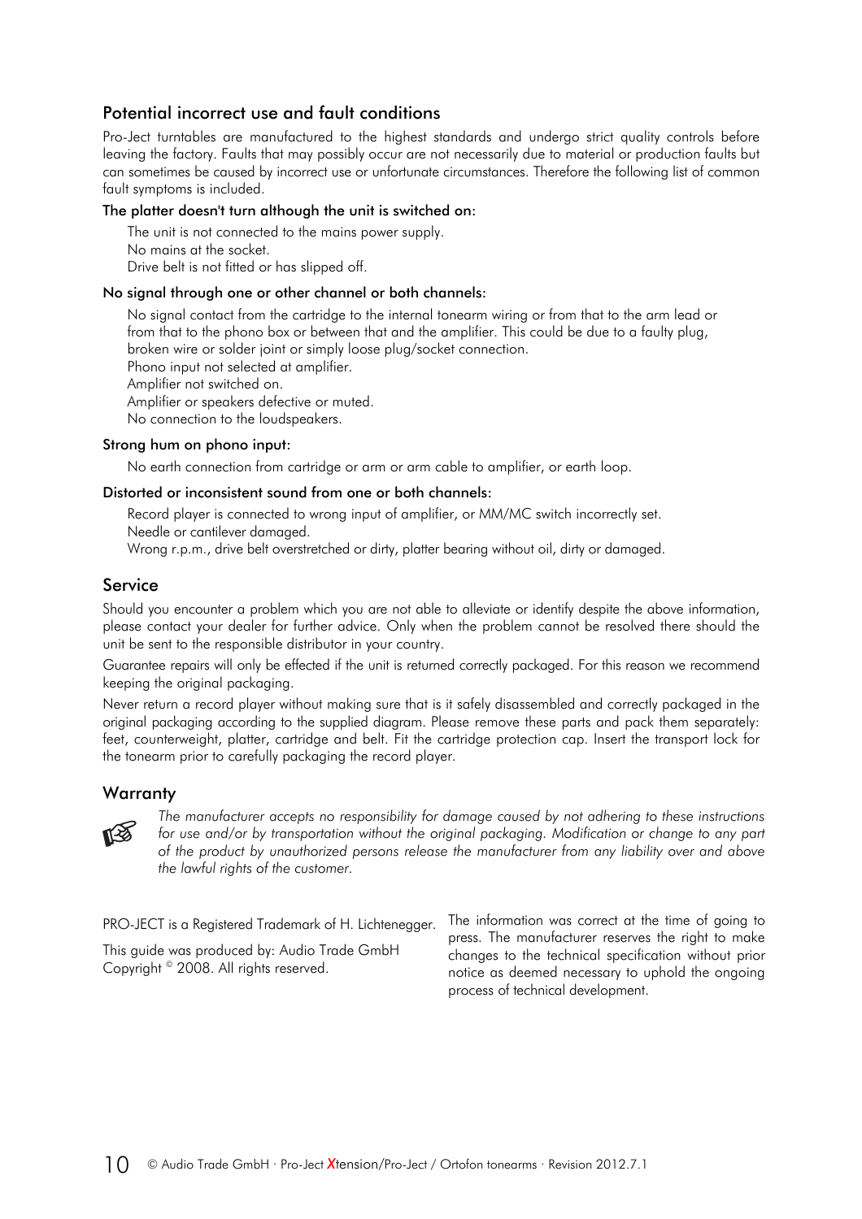## Potential incorrect use and fault conditions

Pro-Ject turntables are manufactured to the highest standards and undergo strict quality controls before leaving the factory. Faults that may possibly occur are not necessarily due to material or production faults but can sometimes be caused by incorrect use or unfortunate circumstances. Therefore the following list of common fault symptoms is included.

### The platter doesn't turn although the unit is switched on:

The unit is not connected to the mains power supply.
No mains at the socket.
Drive belt is not fitted or has slipped off.

### No signal through one or other channel or both channels:

No signal contact from the cartridge to the internal tonearm wiring or from that to the arm lead or from that to the phono box or between that and the amplifier. This could be due to a faulty plug, broken wire or solder joint or simply loose plug/socket connection.
Phono input not selected at amplifier.
Amplifier not switched on.
Amplifier or speakers defective or muted.
No connection to the loudspeakers.

### Strong hum on phono input:

No earth connection from cartridge or arm or arm cable to amplifier, or earth loop.

### Distorted or inconsistent sound from one or both channels:

Record player is connected to wrong input of amplifier, or MM/MC switch incorrectly set.
Needle or cantilever damaged.
Wrong r.p.m., drive belt overstretched or dirty, platter bearing without oil, dirty or damaged.

## Service

Should you encounter a problem which you are not able to alleviate or identify despite the above information, please contact your dealer for further advice. Only when the problem cannot be resolved there should the unit be sent to the responsible distributor in your country.

Guarantee repairs will only be effected if the unit is returned correctly packaged. For this reason we recommend keeping the original packaging.

Never return a record player without making sure that is it safely disassembled and correctly packaged in the original packaging according to the supplied diagram. Please remove these parts and pack them separately: feet, counterweight, platter, cartridge and belt. Fit the cartridge protection cap. Insert the transport lock for the tonearm prior to carefully packaging the record player.

## Warranty

*The manufacturer accepts no responsibility for damage caused by not adhering to these instructions for use and/or by transportation without the original packaging. Modification or change to any part of the product by unauthorized persons release the manufacturer from any liability over and above the lawful rights of the customer.*

PRO-JECT is a Registered Trademark of H. Lichtenegger.

This guide was produced by: Audio Trade GmbH
Copyright © 2008. All rights reserved.

The information was correct at the time of going to press. The manufacturer reserves the right to make changes to the technical specification without prior notice as deemed necessary to uphold the ongoing process of technical development.